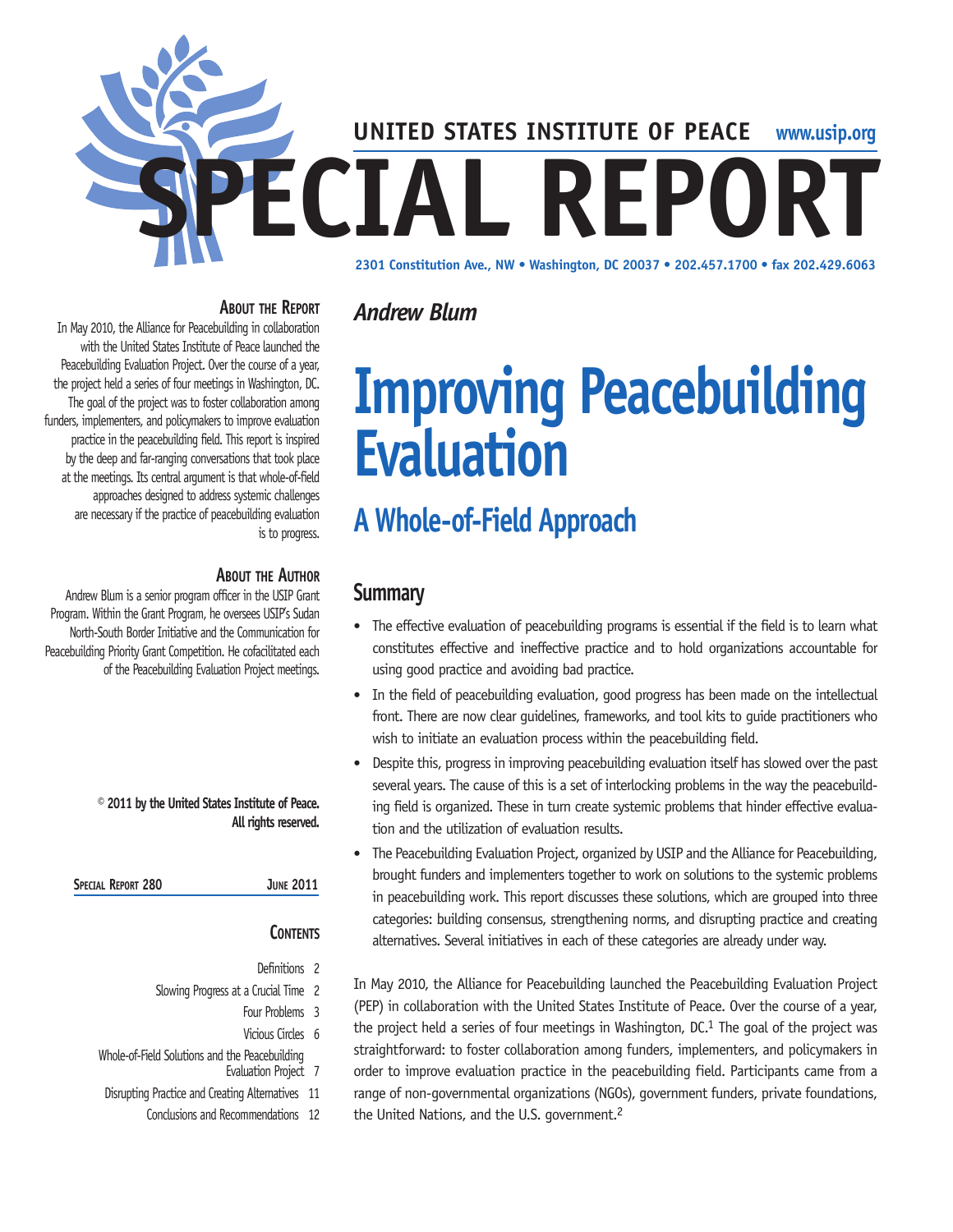UNITED STATES INSTITUTE OF PEACE www.usip.org

# SPECIAL REPORT

2301 Constitution Ave., NW • Washington, DC 20037 • 202.457.1700 • fax 202.429.6063

### About the Report

In May 2010, the Alliance for Peacebuilding in collaboration with the United States Institute of Peace launched the Peacebuilding Evaluation Project. Over the course of a year, the project held a series of four meetings in Washington, DC. The goal of the project was to foster collaboration among funders, implementers, and policymakers to improve evaluation practice in the peacebuilding field. This report is inspired by the deep and far-ranging conversations that took place at the meetings. Its central argument is that whole-of-field approaches designed to address systemic challenges are necessary if the practice of peacebuilding evaluation is to progress.

### About the Author

Andrew Blum is a senior program officer in the USIP Grant Program. Within the Grant Program, he oversees USIP's Sudan North-South Border Initiative and the Communication for Peacebuilding Priority Grant Competition. He cofacilitated each of the Peacebuilding Evaluation Project meetings.

**© 2011 by the United States Institute of Peace. All rights reserved.**

**Special Report 280 June 2011**

### Contents

- Definitions 2
- Slowing Progress at a Crucial Time 2
- Four Problems 3
- Vicious Circles 6
- Whole-of-Field Solutions and the Peacebuilding Evaluation Project 7
- Disrupting Practice and Creating Alternatives 11
- Conclusions and Recommendations 12

*Andrew Blum*

# Improving Peacebuilding Evaluation

## A Whole-of-Field Approach

## Summary

- The effective evaluation of peacebuilding programs is essential if the field is to learn what constitutes effective and ineffective practice and to hold organizations accountable for using good practice and avoiding bad practice.
- In the field of peacebuilding evaluation, good progress has been made on the intellectual front. There are now clear guidelines, frameworks, and tool kits to guide practitioners who wish to initiate an evaluation process within the peacebuilding field.
- Despite this, progress in improving peacebuilding evaluation itself has slowed over the past several years. The cause of this is a set of interlocking problems in the way the peacebuilding field is organized. These in turn create systemic problems that hinder effective evaluation and the utilization of evaluation results.
- The Peacebuilding Evaluation Project, organized by USIP and the Alliance for Peacebuilding, brought funders and implementers together to work on solutions to the systemic problems in peacebuilding work. This report discusses these solutions, which are grouped into three categories: building consensus, strengthening norms, and disrupting practice and creating alternatives. Several initiatives in each of these categories are already under way.

In May 2010, the Alliance for Peacebuilding launched the Peacebuilding Evaluation Project (PEP) in collaboration with the United States Institute of Peace. Over the course of a year, the project held a series of four meetings in Washington, DC.[1] The goal of the project was straightforward: to foster collaboration among funders, implementers, and policymakers in order to improve evaluation practice in the peacebuilding field. Participants came from a range of non-governmental organizations (NGOs), government funders, private foundations, the United Nations, and the U.S. government.[2]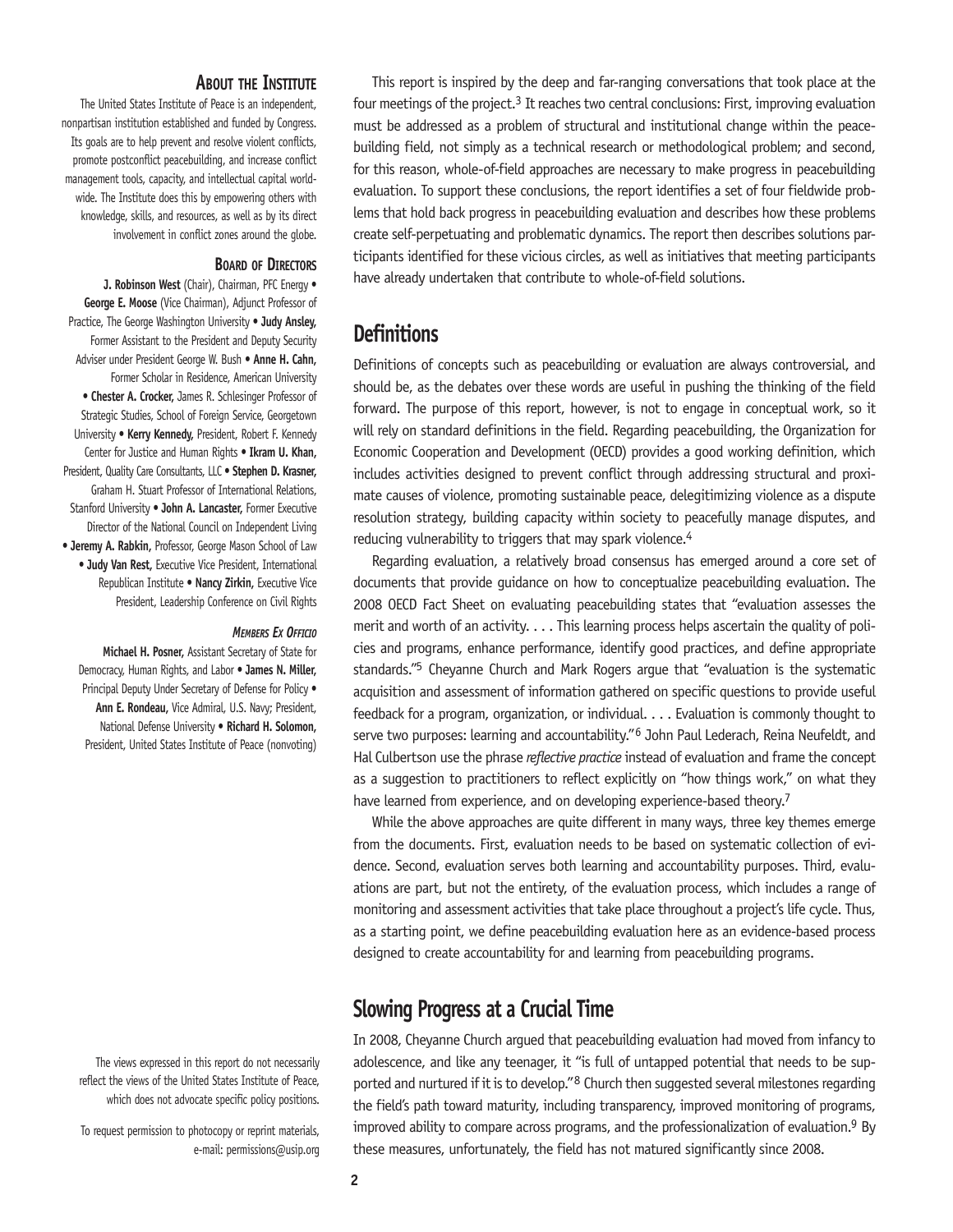### About the Institute

The United States Institute of Peace is an independent, nonpartisan institution established and funded by Congress. Its goals are to help prevent and resolve violent conflicts, promote postconflict peacebuilding, and increase conflict management tools, capacity, and intellectual capital worldwide. The Institute does this by empowering others with knowledge, skills, and resources, as well as by its direct involvement in conflict zones around the globe.

#### Board of Directors

**J. Robinson West** (Chair), Chairman, PFC Energy • **George E. Moose** (Vice Chairman), Adjunct Professor of Practice, The George Washington University • **Judy Ansley,** Former Assistant to the President and Deputy Security Adviser under President George W. Bush • **Anne H. Cahn,** Former Scholar in Residence, American University • **Chester A. Crocker,** James R. Schlesinger Professor of Strategic Studies, School of Foreign Service, Georgetown University • **Kerry Kennedy,** President, Robert F. Kennedy Center for Justice and Human Rights • **Ikram U. Khan,** President, Quality Care Consultants, LLC • **Stephen D. Krasner,** Graham H. Stuart Professor of International Relations, Stanford University • **John A. Lancaster,** Former Executive Director of the National Council on Independent Living • **Jeremy A. Rabkin,** Professor, George Mason School of Law • **Judy Van Rest,** Executive Vice President, International Republican Institute • **Nancy Zirkin,** Executive Vice President, Leadership Conference on Civil Rights

#### *Members Ex Officio*

**Michael H. Posner,** Assistant Secretary of State for Democracy, Human Rights, and Labor • **James N. Miller,** Principal Deputy Under Secretary of Defense for Policy • **Ann E. Rondeau,** Vice Admiral, U.S. Navy; President, National Defense University • **Richard H. Solomon,** President, United States Institute of Peace (nonvoting)

The views expressed in this report do not necessarily reflect the views of the United States Institute of Peace, which does not advocate specific policy positions.

To request permission to photocopy or reprint materials, e-mail: permissions@usip.org

This report is inspired by the deep and far-ranging conversations that took place at the four meetings of the project.[3] It reaches two central conclusions: First, improving evaluation must be addressed as a problem of structural and institutional change within the peacebuilding field, not simply as a technical research or methodological problem; and second, for this reason, whole-of-field approaches are necessary to make progress in peacebuilding evaluation. To support these conclusions, the report identifies a set of four fieldwide problems that hold back progress in peacebuilding evaluation and describes how these problems create self-perpetuating and problematic dynamics. The report then describes solutions participants identified for these vicious circles, as well as initiatives that meeting participants have already undertaken that contribute to whole-of-field solutions.

## Definitions

Definitions of concepts such as peacebuilding or evaluation are always controversial, and should be, as the debates over these words are useful in pushing the thinking of the field forward. The purpose of this report, however, is not to engage in conceptual work, so it will rely on standard definitions in the field. Regarding peacebuilding, the Organization for Economic Cooperation and Development (OECD) provides a good working definition, which includes activities designed to prevent conflict through addressing structural and proximate causes of violence, promoting sustainable peace, delegitimizing violence as a dispute resolution strategy, building capacity within society to peacefully manage disputes, and reducing vulnerability to triggers that may spark violence.[4]

Regarding evaluation, a relatively broad consensus has emerged around a core set of documents that provide guidance on how to conceptualize peacebuilding evaluation. The 2008 OECD Fact Sheet on evaluating peacebuilding states that "evaluation assesses the merit and worth of an activity. . . . This learning process helps ascertain the quality of policies and programs, enhance performance, identify good practices, and define appropriate standards."[5] Cheyanne Church and Mark Rogers argue that "evaluation is the systematic acquisition and assessment of information gathered on specific questions to provide useful feedback for a program, organization, or individual. . . . Evaluation is commonly thought to serve two purposes: learning and accountability."[6] John Paul Lederach, Reina Neufeldt, and Hal Culbertson use the phrase *reflective practice* instead of evaluation and frame the concept as a suggestion to practitioners to reflect explicitly on "how things work," on what they have learned from experience, and on developing experience-based theory.[7]

While the above approaches are quite different in many ways, three key themes emerge from the documents. First, evaluation needs to be based on systematic collection of evidence. Second, evaluation serves both learning and accountability purposes. Third, evaluations are part, but not the entirety, of the evaluation process, which includes a range of monitoring and assessment activities that take place throughout a project's life cycle. Thus, as a starting point, we define peacebuilding evaluation here as an evidence-based process designed to create accountability for and learning from peacebuilding programs.

## Slowing Progress at a Crucial Time

In 2008, Cheyanne Church argued that peacebuilding evaluation had moved from infancy to adolescence, and like any teenager, it "is full of untapped potential that needs to be supported and nurtured if it is to develop."[8] Church then suggested several milestones regarding the field's path toward maturity, including transparency, improved monitoring of programs, improved ability to compare across programs, and the professionalization of evaluation.[9] By these measures, unfortunately, the field has not matured significantly since 2008.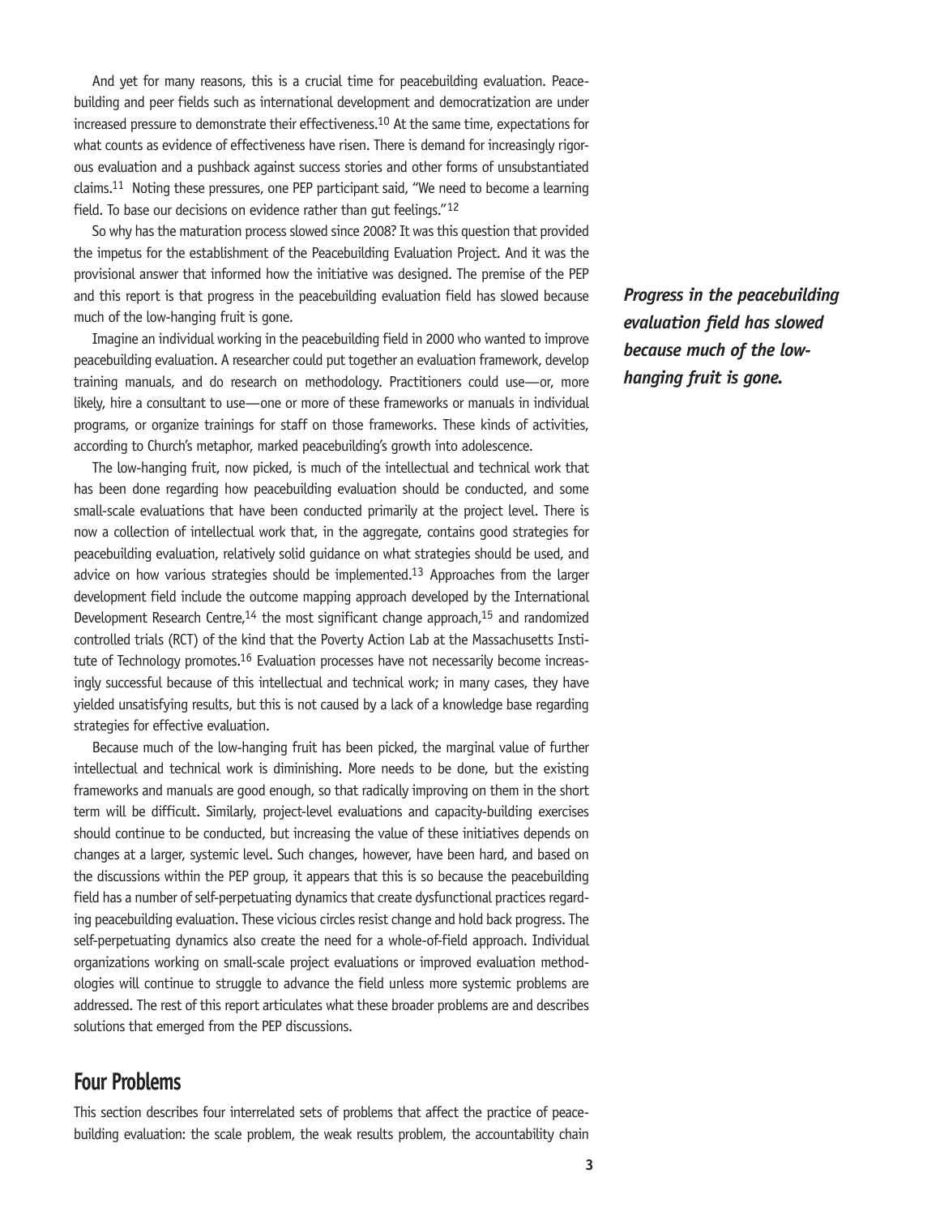And yet for many reasons, this is a crucial time for peacebuilding evaluation. Peacebuilding and peer fields such as international development and democratization are under increased pressure to demonstrate their effectiveness.[10] At the same time, expectations for what counts as evidence of effectiveness have risen. There is demand for increasingly rigorous evaluation and a pushback against success stories and other forms of unsubstantiated claims.[11] Noting these pressures, one PEP participant said, "We need to become a learning field. To base our decisions on evidence rather than gut feelings."[12]

So why has the maturation process slowed since 2008? It was this question that provided the impetus for the establishment of the Peacebuilding Evaluation Project. And it was the provisional answer that informed how the initiative was designed. The premise of the PEP and this report is that progress in the peacebuilding evaluation field has slowed because much of the low-hanging fruit is gone.

***Progress in the peacebuilding evaluation field has slowed because much of the low-hanging fruit is gone.***

Imagine an individual working in the peacebuilding field in 2000 who wanted to improve peacebuilding evaluation. A researcher could put together an evaluation framework, develop training manuals, and do research on methodology. Practitioners could use—or, more likely, hire a consultant to use—one or more of these frameworks or manuals in individual programs, or organize trainings for staff on those frameworks. These kinds of activities, according to Church's metaphor, marked peacebuilding's growth into adolescence.

The low-hanging fruit, now picked, is much of the intellectual and technical work that has been done regarding how peacebuilding evaluation should be conducted, and some small-scale evaluations that have been conducted primarily at the project level. There is now a collection of intellectual work that, in the aggregate, contains good strategies for peacebuilding evaluation, relatively solid guidance on what strategies should be used, and advice on how various strategies should be implemented.[13] Approaches from the larger development field include the outcome mapping approach developed by the International Development Research Centre,[14] the most significant change approach,[15] and randomized controlled trials (RCT) of the kind that the Poverty Action Lab at the Massachusetts Institute of Technology promotes.[16] Evaluation processes have not necessarily become increasingly successful because of this intellectual and technical work; in many cases, they have yielded unsatisfying results, but this is not caused by a lack of a knowledge base regarding strategies for effective evaluation.

Because much of the low-hanging fruit has been picked, the marginal value of further intellectual and technical work is diminishing. More needs to be done, but the existing frameworks and manuals are good enough, so that radically improving on them in the short term will be difficult. Similarly, project-level evaluations and capacity-building exercises should continue to be conducted, but increasing the value of these initiatives depends on changes at a larger, systemic level. Such changes, however, have been hard, and based on the discussions within the PEP group, it appears that this is so because the peacebuilding field has a number of self-perpetuating dynamics that create dysfunctional practices regarding peacebuilding evaluation. These vicious circles resist change and hold back progress. The self-perpetuating dynamics also create the need for a whole-of-field approach. Individual organizations working on small-scale project evaluations or improved evaluation methodologies will continue to struggle to advance the field unless more systemic problems are addressed. The rest of this report articulates what these broader problems are and describes solutions that emerged from the PEP discussions.

## Four Problems

This section describes four interrelated sets of problems that affect the practice of peacebuilding evaluation: the scale problem, the weak results problem, the accountability chain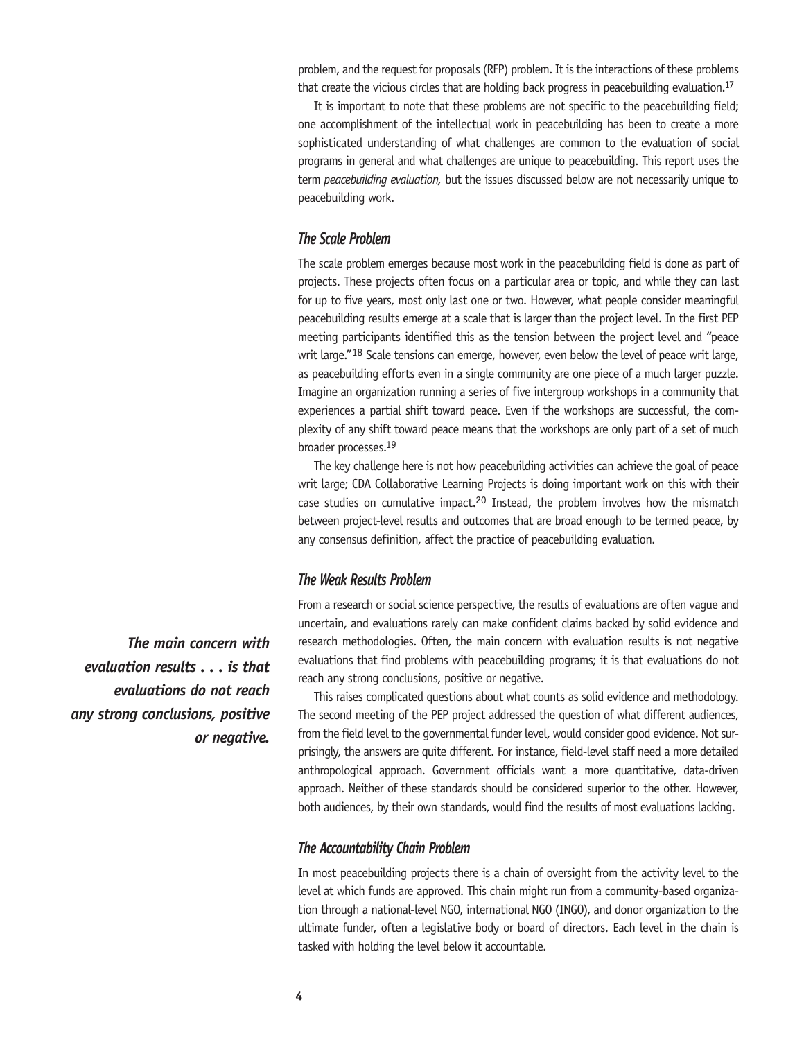problem, and the request for proposals (RFP) problem. It is the interactions of these problems that create the vicious circles that are holding back progress in peacebuilding evaluation.[17]

It is important to note that these problems are not specific to the peacebuilding field; one accomplishment of the intellectual work in peacebuilding has been to create a more sophisticated understanding of what challenges are common to the evaluation of social programs in general and what challenges are unique to peacebuilding. This report uses the term *peacebuilding evaluation,* but the issues discussed below are not necessarily unique to peacebuilding work.

### *The Scale Problem*

The scale problem emerges because most work in the peacebuilding field is done as part of projects. These projects often focus on a particular area or topic, and while they can last for up to five years, most only last one or two. However, what people consider meaningful peacebuilding results emerge at a scale that is larger than the project level. In the first PEP meeting participants identified this as the tension between the project level and "peace writ large."[18] Scale tensions can emerge, however, even below the level of peace writ large, as peacebuilding efforts even in a single community are one piece of a much larger puzzle. Imagine an organization running a series of five intergroup workshops in a community that experiences a partial shift toward peace. Even if the workshops are successful, the complexity of any shift toward peace means that the workshops are only part of a set of much broader processes.[19]

The key challenge here is not how peacebuilding activities can achieve the goal of peace writ large; CDA Collaborative Learning Projects is doing important work on this with their case studies on cumulative impact.[20] Instead, the problem involves how the mismatch between project-level results and outcomes that are broad enough to be termed peace, by any consensus definition, affect the practice of peacebuilding evaluation.

### *The Weak Results Problem*

From a research or social science perspective, the results of evaluations are often vague and uncertain, and evaluations rarely can make confident claims backed by solid evidence and research methodologies. Often, the main concern with evaluation results is not negative evaluations that find problems with peacebuilding programs; it is that evaluations do not reach any strong conclusions, positive or negative.

***The main concern with evaluation results . . . is that evaluations do not reach any strong conclusions, positive or negative.***

This raises complicated questions about what counts as solid evidence and methodology. The second meeting of the PEP project addressed the question of what different audiences, from the field level to the governmental funder level, would consider good evidence. Not surprisingly, the answers are quite different. For instance, field-level staff need a more detailed anthropological approach. Government officials want a more quantitative, data-driven approach. Neither of these standards should be considered superior to the other. However, both audiences, by their own standards, would find the results of most evaluations lacking.

### *The Accountability Chain Problem*

In most peacebuilding projects there is a chain of oversight from the activity level to the level at which funds are approved. This chain might run from a community-based organization through a national-level NGO, international NGO (INGO), and donor organization to the ultimate funder, often a legislative body or board of directors. Each level in the chain is tasked with holding the level below it accountable.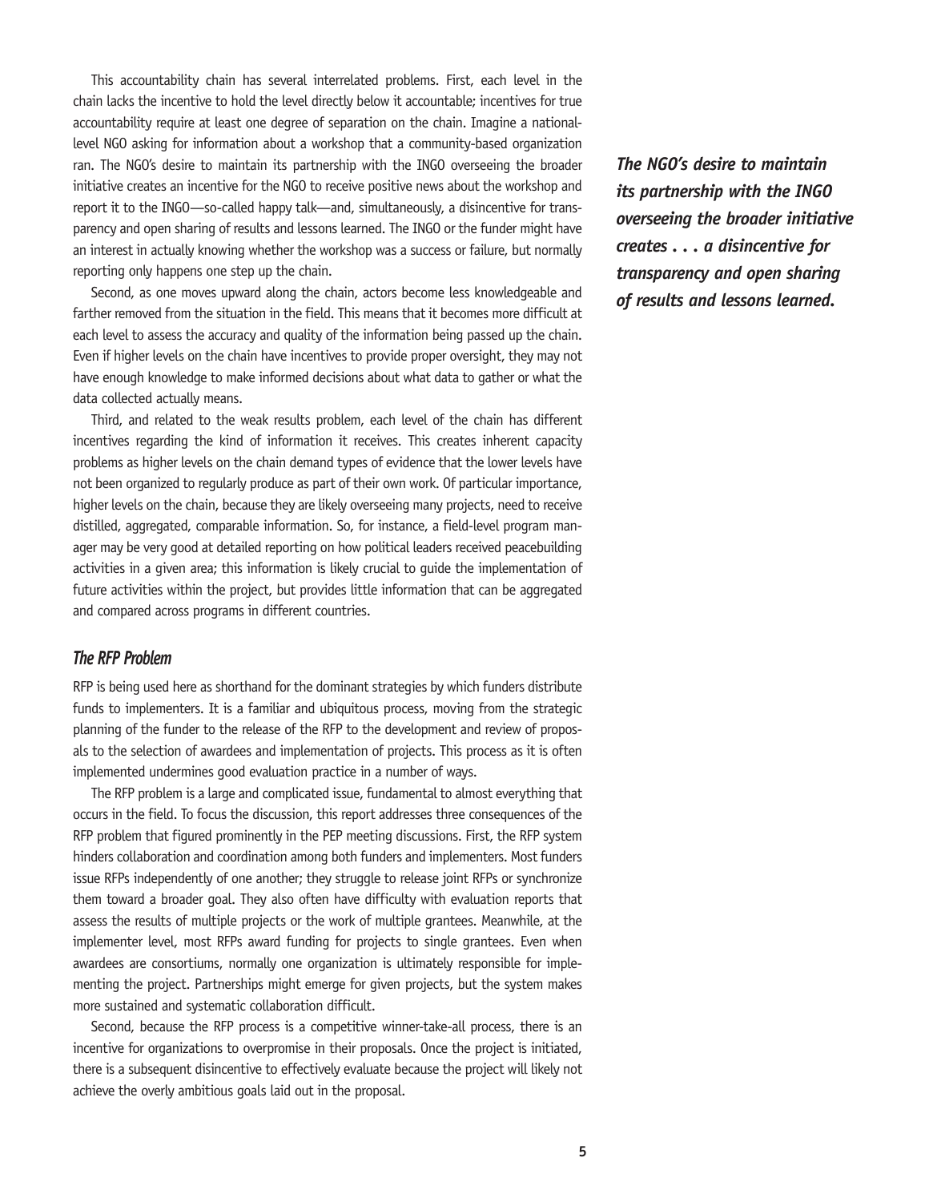This accountability chain has several interrelated problems. First, each level in the chain lacks the incentive to hold the level directly below it accountable; incentives for true accountability require at least one degree of separation on the chain. Imagine a national-level NGO asking for information about a workshop that a community-based organization ran. The NGO's desire to maintain its partnership with the INGO overseeing the broader initiative creates an incentive for the NGO to receive positive news about the workshop and report it to the INGO—so-called happy talk—and, simultaneously, a disincentive for transparency and open sharing of results and lessons learned. The INGO or the funder might have an interest in actually knowing whether the workshop was a success or failure, but normally reporting only happens one step up the chain.

***The NGO's desire to maintain its partnership with the INGO overseeing the broader initiative creates . . . a disincentive for transparency and open sharing of results and lessons learned.***

Second, as one moves upward along the chain, actors become less knowledgeable and farther removed from the situation in the field. This means that it becomes more difficult at each level to assess the accuracy and quality of the information being passed up the chain. Even if higher levels on the chain have incentives to provide proper oversight, they may not have enough knowledge to make informed decisions about what data to gather or what the data collected actually means.

Third, and related to the weak results problem, each level of the chain has different incentives regarding the kind of information it receives. This creates inherent capacity problems as higher levels on the chain demand types of evidence that the lower levels have not been organized to regularly produce as part of their own work. Of particular importance, higher levels on the chain, because they are likely overseeing many projects, need to receive distilled, aggregated, comparable information. So, for instance, a field-level program manager may be very good at detailed reporting on how political leaders received peacebuilding activities in a given area; this information is likely crucial to guide the implementation of future activities within the project, but provides little information that can be aggregated and compared across programs in different countries.

### *The RFP Problem*

RFP is being used here as shorthand for the dominant strategies by which funders distribute funds to implementers. It is a familiar and ubiquitous process, moving from the strategic planning of the funder to the release of the RFP to the development and review of proposals to the selection of awardees and implementation of projects. This process as it is often implemented undermines good evaluation practice in a number of ways.

The RFP problem is a large and complicated issue, fundamental to almost everything that occurs in the field. To focus the discussion, this report addresses three consequences of the RFP problem that figured prominently in the PEP meeting discussions. First, the RFP system hinders collaboration and coordination among both funders and implementers. Most funders issue RFPs independently of one another; they struggle to release joint RFPs or synchronize them toward a broader goal. They also often have difficulty with evaluation reports that assess the results of multiple projects or the work of multiple grantees. Meanwhile, at the implementer level, most RFPs award funding for projects to single grantees. Even when awardees are consortiums, normally one organization is ultimately responsible for implementing the project. Partnerships might emerge for given projects, but the system makes more sustained and systematic collaboration difficult.

Second, because the RFP process is a competitive winner-take-all process, there is an incentive for organizations to overpromise in their proposals. Once the project is initiated, there is a subsequent disincentive to effectively evaluate because the project will likely not achieve the overly ambitious goals laid out in the proposal.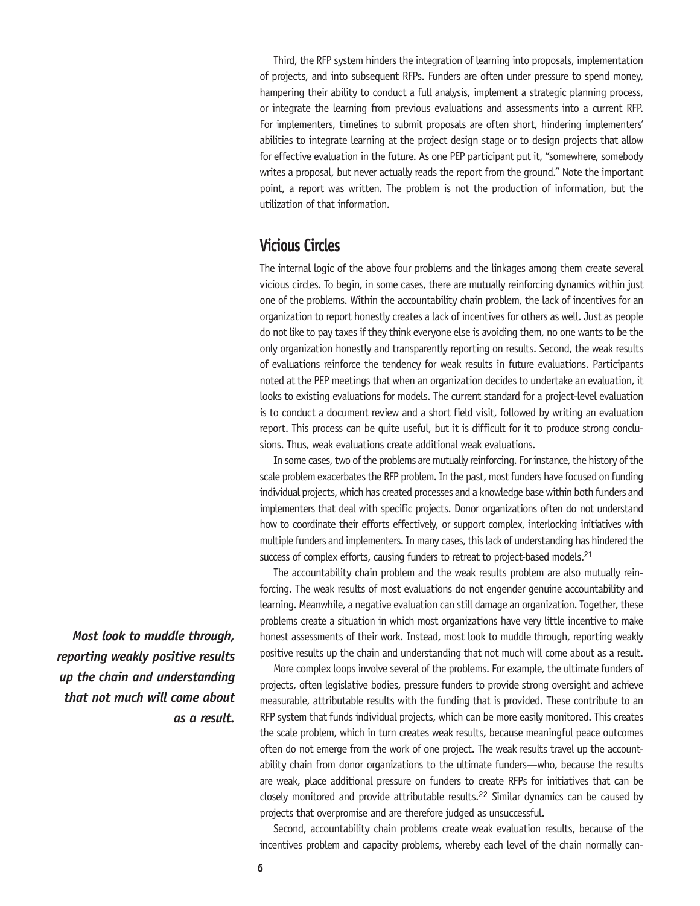Third, the RFP system hinders the integration of learning into proposals, implementation of projects, and into subsequent RFPs. Funders are often under pressure to spend money, hampering their ability to conduct a full analysis, implement a strategic planning process, or integrate the learning from previous evaluations and assessments into a current RFP. For implementers, timelines to submit proposals are often short, hindering implementers' abilities to integrate learning at the project design stage or to design projects that allow for effective evaluation in the future. As one PEP participant put it, "somewhere, somebody writes a proposal, but never actually reads the report from the ground." Note the important point, a report was written. The problem is not the production of information, but the utilization of that information.

## Vicious Circles

The internal logic of the above four problems and the linkages among them create several vicious circles. To begin, in some cases, there are mutually reinforcing dynamics within just one of the problems. Within the accountability chain problem, the lack of incentives for an organization to report honestly creates a lack of incentives for others as well. Just as people do not like to pay taxes if they think everyone else is avoiding them, no one wants to be the only organization honestly and transparently reporting on results. Second, the weak results of evaluations reinforce the tendency for weak results in future evaluations. Participants noted at the PEP meetings that when an organization decides to undertake an evaluation, it looks to existing evaluations for models. The current standard for a project-level evaluation is to conduct a document review and a short field visit, followed by writing an evaluation report. This process can be quite useful, but it is difficult for it to produce strong conclusions. Thus, weak evaluations create additional weak evaluations.

In some cases, two of the problems are mutually reinforcing. For instance, the history of the scale problem exacerbates the RFP problem. In the past, most funders have focused on funding individual projects, which has created processes and a knowledge base within both funders and implementers that deal with specific projects. Donor organizations often do not understand how to coordinate their efforts effectively, or support complex, interlocking initiatives with multiple funders and implementers. In many cases, this lack of understanding has hindered the success of complex efforts, causing funders to retreat to project-based models.[21]

The accountability chain problem and the weak results problem are also mutually reinforcing. The weak results of most evaluations do not engender genuine accountability and learning. Meanwhile, a negative evaluation can still damage an organization. Together, these problems create a situation in which most organizations have very little incentive to make honest assessments of their work. Instead, most look to muddle through, reporting weakly positive results up the chain and understanding that not much will come about as a result.

***Most look to muddle through, reporting weakly positive results up the chain and understanding that not much will come about as a result.***

More complex loops involve several of the problems. For example, the ultimate funders of projects, often legislative bodies, pressure funders to provide strong oversight and achieve measurable, attributable results with the funding that is provided. These contribute to an RFP system that funds individual projects, which can be more easily monitored. This creates the scale problem, which in turn creates weak results, because meaningful peace outcomes often do not emerge from the work of one project. The weak results travel up the accountability chain from donor organizations to the ultimate funders—who, because the results are weak, place additional pressure on funders to create RFPs for initiatives that can be closely monitored and provide attributable results.[22] Similar dynamics can be caused by projects that overpromise and are therefore judged as unsuccessful.

Second, accountability chain problems create weak evaluation results, because of the incentives problem and capacity problems, whereby each level of the chain normally can-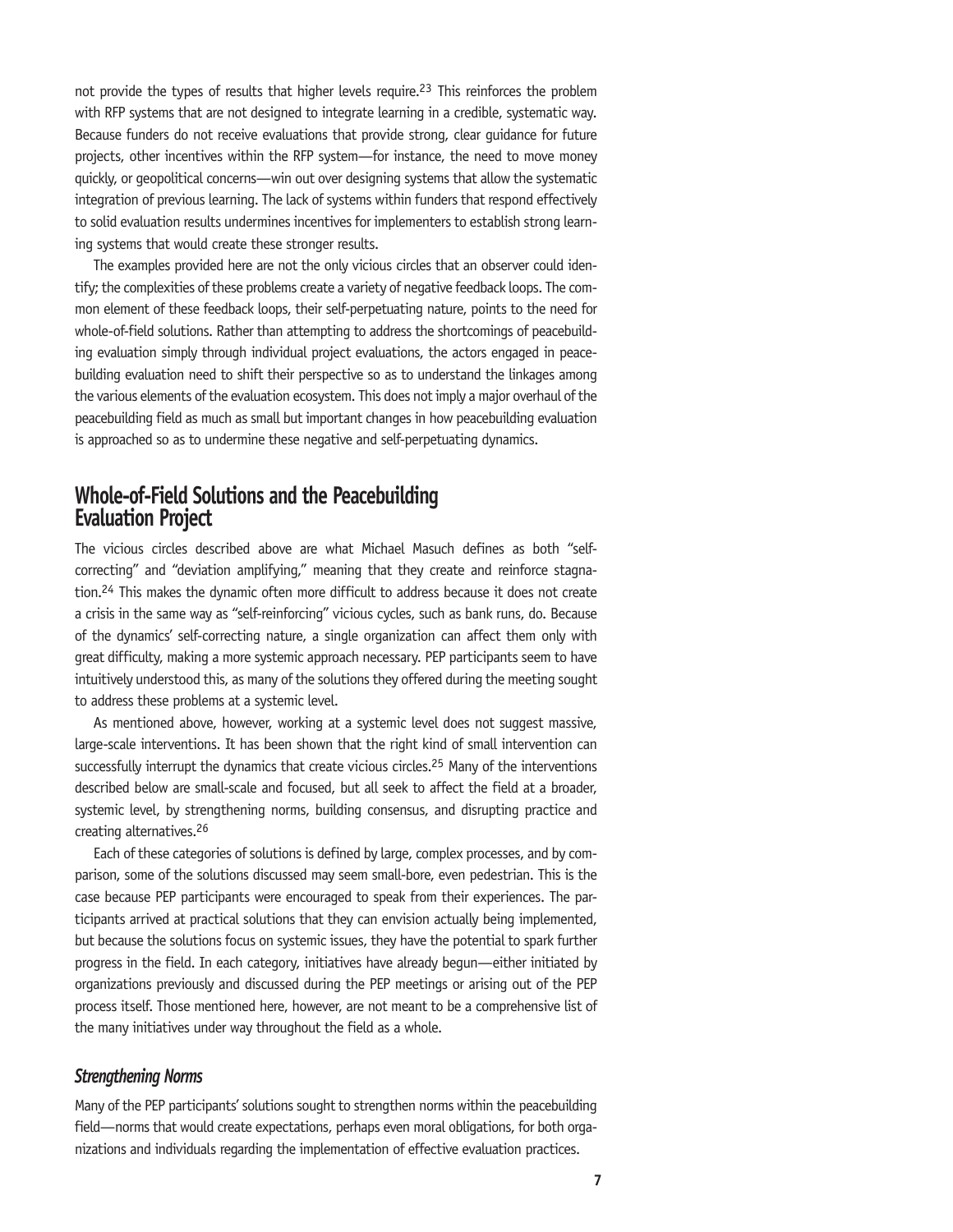not provide the types of results that higher levels require.[23] This reinforces the problem with RFP systems that are not designed to integrate learning in a credible, systematic way. Because funders do not receive evaluations that provide strong, clear guidance for future projects, other incentives within the RFP system—for instance, the need to move money quickly, or geopolitical concerns—win out over designing systems that allow the systematic integration of previous learning. The lack of systems within funders that respond effectively to solid evaluation results undermines incentives for implementers to establish strong learning systems that would create these stronger results.

The examples provided here are not the only vicious circles that an observer could identify; the complexities of these problems create a variety of negative feedback loops. The common element of these feedback loops, their self-perpetuating nature, points to the need for whole-of-field solutions. Rather than attempting to address the shortcomings of peacebuilding evaluation simply through individual project evaluations, the actors engaged in peacebuilding evaluation need to shift their perspective so as to understand the linkages among the various elements of the evaluation ecosystem. This does not imply a major overhaul of the peacebuilding field as much as small but important changes in how peacebuilding evaluation is approached so as to undermine these negative and self-perpetuating dynamics.

## Whole-of-Field Solutions and the Peacebuilding Evaluation Project

The vicious circles described above are what Michael Masuch defines as both "self-correcting" and "deviation amplifying," meaning that they create and reinforce stagnation.[24] This makes the dynamic often more difficult to address because it does not create a crisis in the same way as "self-reinforcing" vicious cycles, such as bank runs, do. Because of the dynamics' self-correcting nature, a single organization can affect them only with great difficulty, making a more systemic approach necessary. PEP participants seem to have intuitively understood this, as many of the solutions they offered during the meeting sought to address these problems at a systemic level.

As mentioned above, however, working at a systemic level does not suggest massive, large-scale interventions. It has been shown that the right kind of small intervention can successfully interrupt the dynamics that create vicious circles.[25] Many of the interventions described below are small-scale and focused, but all seek to affect the field at a broader, systemic level, by strengthening norms, building consensus, and disrupting practice and creating alternatives.[26]

Each of these categories of solutions is defined by large, complex processes, and by comparison, some of the solutions discussed may seem small-bore, even pedestrian. This is the case because PEP participants were encouraged to speak from their experiences. The participants arrived at practical solutions that they can envision actually being implemented, but because the solutions focus on systemic issues, they have the potential to spark further progress in the field. In each category, initiatives have already begun—either initiated by organizations previously and discussed during the PEP meetings or arising out of the PEP process itself. Those mentioned here, however, are not meant to be a comprehensive list of the many initiatives under way throughout the field as a whole.

### *Strengthening Norms*

Many of the PEP participants' solutions sought to strengthen norms within the peacebuilding field—norms that would create expectations, perhaps even moral obligations, for both organizations and individuals regarding the implementation of effective evaluation practices.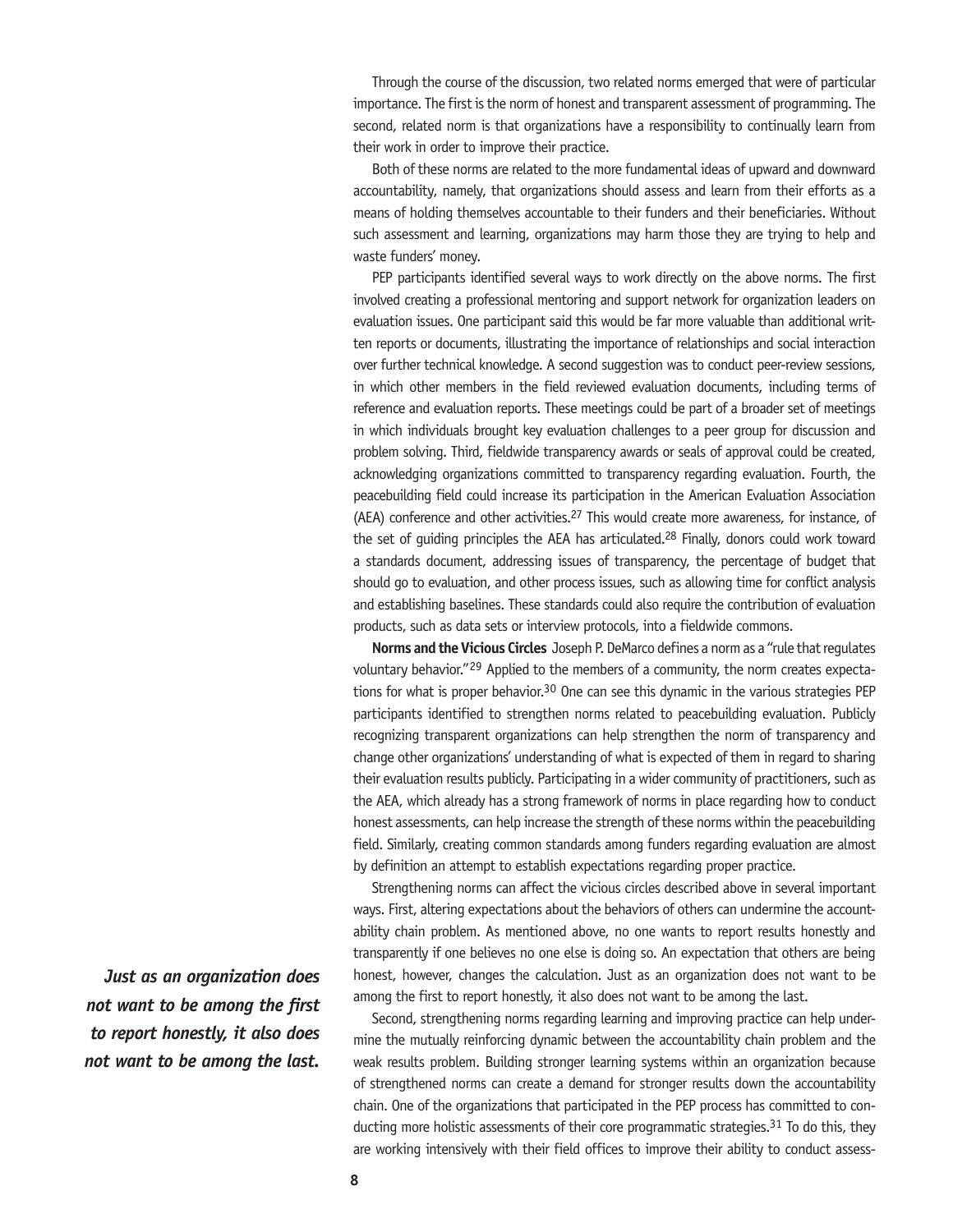Through the course of the discussion, two related norms emerged that were of particular importance. The first is the norm of honest and transparent assessment of programming. The second, related norm is that organizations have a responsibility to continually learn from their work in order to improve their practice.

Both of these norms are related to the more fundamental ideas of upward and downward accountability, namely, that organizations should assess and learn from their efforts as a means of holding themselves accountable to their funders and their beneficiaries. Without such assessment and learning, organizations may harm those they are trying to help and waste funders' money.

PEP participants identified several ways to work directly on the above norms. The first involved creating a professional mentoring and support network for organization leaders on evaluation issues. One participant said this would be far more valuable than additional written reports or documents, illustrating the importance of relationships and social interaction over further technical knowledge. A second suggestion was to conduct peer-review sessions, in which other members in the field reviewed evaluation documents, including terms of reference and evaluation reports. These meetings could be part of a broader set of meetings in which individuals brought key evaluation challenges to a peer group for discussion and problem solving. Third, fieldwide transparency awards or seals of approval could be created, acknowledging organizations committed to transparency regarding evaluation. Fourth, the peacebuilding field could increase its participation in the American Evaluation Association (AEA) conference and other activities.[27] This would create more awareness, for instance, of the set of guiding principles the AEA has articulated.[28] Finally, donors could work toward a standards document, addressing issues of transparency, the percentage of budget that should go to evaluation, and other process issues, such as allowing time for conflict analysis and establishing baselines. These standards could also require the contribution of evaluation products, such as data sets or interview protocols, into a fieldwide commons.

**Norms and the Vicious Circles** Joseph P. DeMarco defines a norm as a "rule that regulates voluntary behavior."[29] Applied to the members of a community, the norm creates expectations for what is proper behavior.[30] One can see this dynamic in the various strategies PEP participants identified to strengthen norms related to peacebuilding evaluation. Publicly recognizing transparent organizations can help strengthen the norm of transparency and change other organizations' understanding of what is expected of them in regard to sharing their evaluation results publicly. Participating in a wider community of practitioners, such as the AEA, which already has a strong framework of norms in place regarding how to conduct honest assessments, can help increase the strength of these norms within the peacebuilding field. Similarly, creating common standards among funders regarding evaluation are almost by definition an attempt to establish expectations regarding proper practice.

Strengthening norms can affect the vicious circles described above in several important ways. First, altering expectations about the behaviors of others can undermine the accountability chain problem. As mentioned above, no one wants to report results honestly and transparently if one believes no one else is doing so. An expectation that others are being honest, however, changes the calculation. Just as an organization does not want to be among the first to report honestly, it also does not want to be among the last.

***Just as an organization does not want to be among the first to report honestly, it also does not want to be among the last.***

Second, strengthening norms regarding learning and improving practice can help undermine the mutually reinforcing dynamic between the accountability chain problem and the weak results problem. Building stronger learning systems within an organization because of strengthened norms can create a demand for stronger results down the accountability chain. One of the organizations that participated in the PEP process has committed to conducting more holistic assessments of their core programmatic strategies.[31] To do this, they are working intensively with their field offices to improve their ability to conduct assess-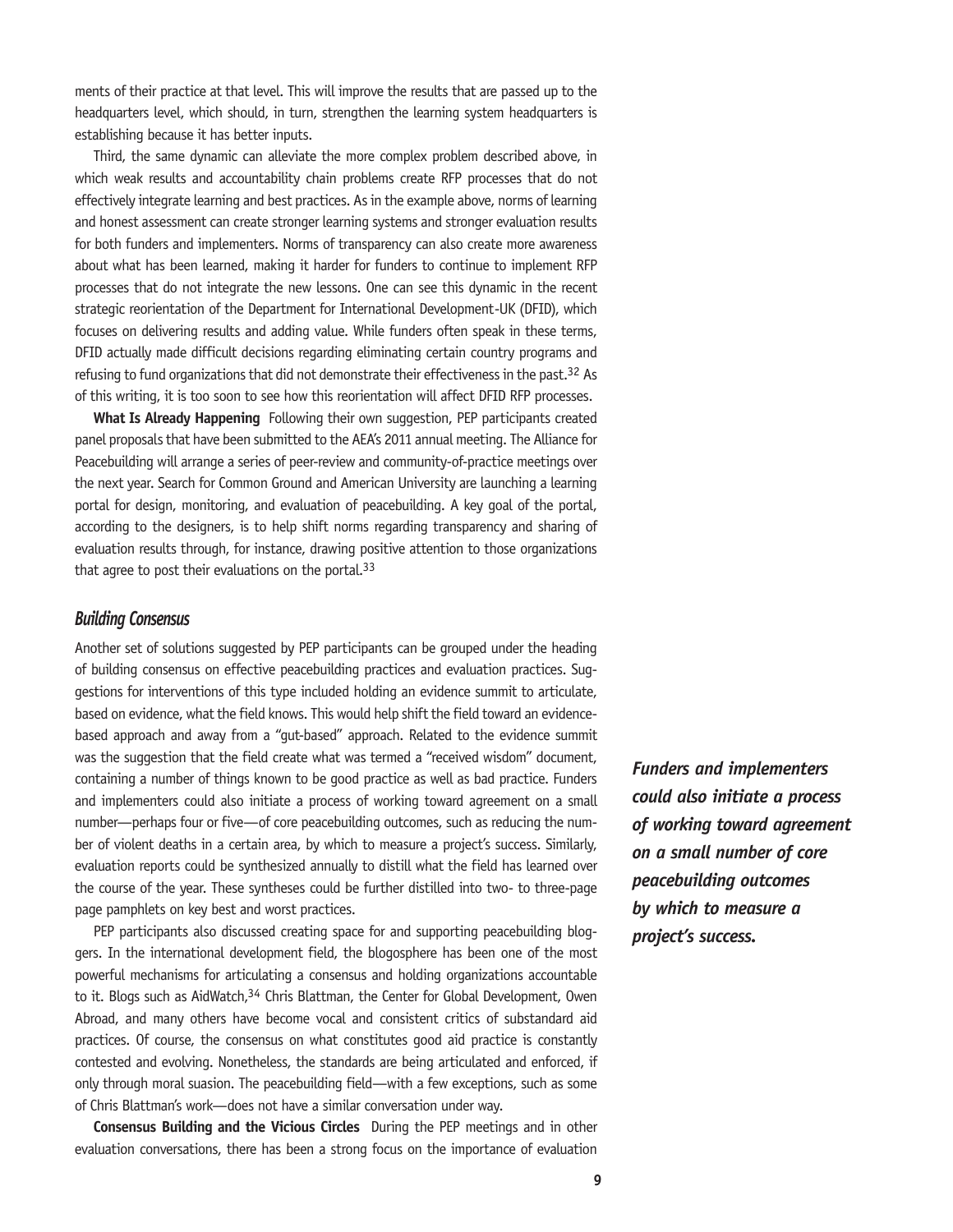ments of their practice at that level. This will improve the results that are passed up to the headquarters level, which should, in turn, strengthen the learning system headquarters is establishing because it has better inputs.

Third, the same dynamic can alleviate the more complex problem described above, in which weak results and accountability chain problems create RFP processes that do not effectively integrate learning and best practices. As in the example above, norms of learning and honest assessment can create stronger learning systems and stronger evaluation results for both funders and implementers. Norms of transparency can also create more awareness about what has been learned, making it harder for funders to continue to implement RFP processes that do not integrate the new lessons. One can see this dynamic in the recent strategic reorientation of the Department for International Development-UK (DFID), which focuses on delivering results and adding value. While funders often speak in these terms, DFID actually made difficult decisions regarding eliminating certain country programs and refusing to fund organizations that did not demonstrate their effectiveness in the past.[32] As of this writing, it is too soon to see how this reorientation will affect DFID RFP processes.

**What Is Already Happening** Following their own suggestion, PEP participants created panel proposals that have been submitted to the AEA's 2011 annual meeting. The Alliance for Peacebuilding will arrange a series of peer-review and community-of-practice meetings over the next year. Search for Common Ground and American University are launching a learning portal for design, monitoring, and evaluation of peacebuilding. A key goal of the portal, according to the designers, is to help shift norms regarding transparency and sharing of evaluation results through, for instance, drawing positive attention to those organizations that agree to post their evaluations on the portal.[33]

### Building Consensus

Another set of solutions suggested by PEP participants can be grouped under the heading of building consensus on effective peacebuilding practices and evaluation practices. Suggestions for interventions of this type included holding an evidence summit to articulate, based on evidence, what the field knows. This would help shift the field toward an evidence-based approach and away from a "gut-based" approach. Related to the evidence summit was the suggestion that the field create what was termed a "received wisdom" document, containing a number of things known to be good practice as well as bad practice. Funders and implementers could also initiate a process of working toward agreement on a small number—perhaps four or five—of core peacebuilding outcomes, such as reducing the number of violent deaths in a certain area, by which to measure a project's success. Similarly, evaluation reports could be synthesized annually to distill what the field has learned over the course of the year. These syntheses could be further distilled into two- to three-page page pamphlets on key best and worst practices.

***Funders and implementers could also initiate a process of working toward agreement on a small number of core peacebuilding outcomes by which to measure a project's success.***

PEP participants also discussed creating space for and supporting peacebuilding bloggers. In the international development field, the blogosphere has been one of the most powerful mechanisms for articulating a consensus and holding organizations accountable to it. Blogs such as AidWatch,[34] Chris Blattman, the Center for Global Development, Owen Abroad, and many others have become vocal and consistent critics of substandard aid practices. Of course, the consensus on what constitutes good aid practice is constantly contested and evolving. Nonetheless, the standards are being articulated and enforced, if only through moral suasion. The peacebuilding field—with a few exceptions, such as some of Chris Blattman's work—does not have a similar conversation under way.

**Consensus Building and the Vicious Circles** During the PEP meetings and in other evaluation conversations, there has been a strong focus on the importance of evaluation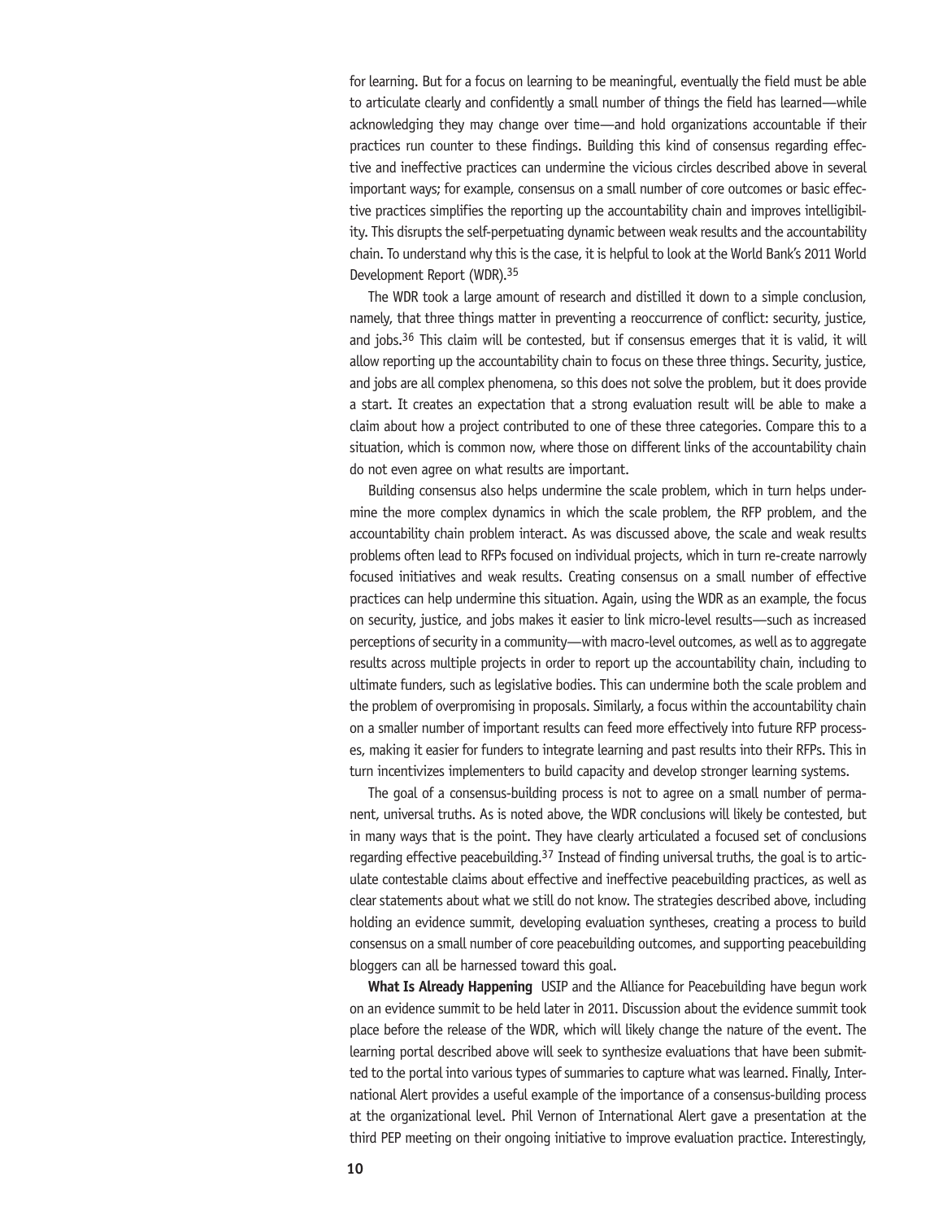for learning. But for a focus on learning to be meaningful, eventually the field must be able to articulate clearly and confidently a small number of things the field has learned—while acknowledging they may change over time—and hold organizations accountable if their practices run counter to these findings. Building this kind of consensus regarding effective and ineffective practices can undermine the vicious circles described above in several important ways; for example, consensus on a small number of core outcomes or basic effective practices simplifies the reporting up the accountability chain and improves intelligibility. This disrupts the self-perpetuating dynamic between weak results and the accountability chain. To understand why this is the case, it is helpful to look at the World Bank's 2011 World Development Report (WDR).[35]

The WDR took a large amount of research and distilled it down to a simple conclusion, namely, that three things matter in preventing a reoccurrence of conflict: security, justice, and jobs.[36] This claim will be contested, but if consensus emerges that it is valid, it will allow reporting up the accountability chain to focus on these three things. Security, justice, and jobs are all complex phenomena, so this does not solve the problem, but it does provide a start. It creates an expectation that a strong evaluation result will be able to make a claim about how a project contributed to one of these three categories. Compare this to a situation, which is common now, where those on different links of the accountability chain do not even agree on what results are important.

Building consensus also helps undermine the scale problem, which in turn helps undermine the more complex dynamics in which the scale problem, the RFP problem, and the accountability chain problem interact. As was discussed above, the scale and weak results problems often lead to RFPs focused on individual projects, which in turn re-create narrowly focused initiatives and weak results. Creating consensus on a small number of effective practices can help undermine this situation. Again, using the WDR as an example, the focus on security, justice, and jobs makes it easier to link micro-level results—such as increased perceptions of security in a community—with macro-level outcomes, as well as to aggregate results across multiple projects in order to report up the accountability chain, including to ultimate funders, such as legislative bodies. This can undermine both the scale problem and the problem of overpromising in proposals. Similarly, a focus within the accountability chain on a smaller number of important results can feed more effectively into future RFP processes, making it easier for funders to integrate learning and past results into their RFPs. This in turn incentivizes implementers to build capacity and develop stronger learning systems.

The goal of a consensus-building process is not to agree on a small number of permanent, universal truths. As is noted above, the WDR conclusions will likely be contested, but in many ways that is the point. They have clearly articulated a focused set of conclusions regarding effective peacebuilding.[37] Instead of finding universal truths, the goal is to articulate contestable claims about effective and ineffective peacebuilding practices, as well as clear statements about what we still do not know. The strategies described above, including holding an evidence summit, developing evaluation syntheses, creating a process to build consensus on a small number of core peacebuilding outcomes, and supporting peacebuilding bloggers can all be harnessed toward this goal.

**What Is Already Happening** USIP and the Alliance for Peacebuilding have begun work on an evidence summit to be held later in 2011. Discussion about the evidence summit took place before the release of the WDR, which will likely change the nature of the event. The learning portal described above will seek to synthesize evaluations that have been submitted to the portal into various types of summaries to capture what was learned. Finally, International Alert provides a useful example of the importance of a consensus-building process at the organizational level. Phil Vernon of International Alert gave a presentation at the third PEP meeting on their ongoing initiative to improve evaluation practice. Interestingly,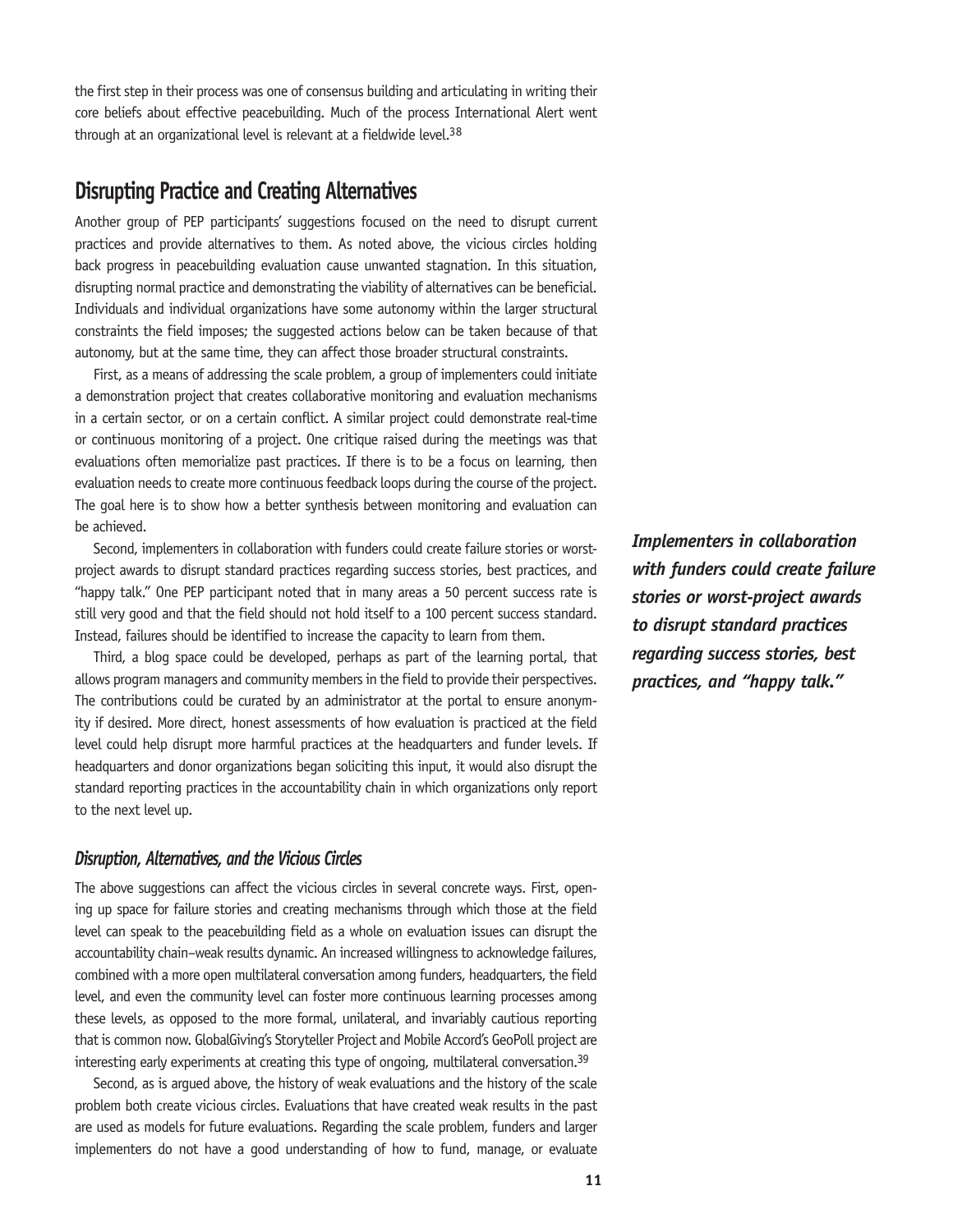the first step in their process was one of consensus building and articulating in writing their core beliefs about effective peacebuilding. Much of the process International Alert went through at an organizational level is relevant at a fieldwide level.[38]

## Disrupting Practice and Creating Alternatives

Another group of PEP participants' suggestions focused on the need to disrupt current practices and provide alternatives to them. As noted above, the vicious circles holding back progress in peacebuilding evaluation cause unwanted stagnation. In this situation, disrupting normal practice and demonstrating the viability of alternatives can be beneficial. Individuals and individual organizations have some autonomy within the larger structural constraints the field imposes; the suggested actions below can be taken because of that autonomy, but at the same time, they can affect those broader structural constraints.

First, as a means of addressing the scale problem, a group of implementers could initiate a demonstration project that creates collaborative monitoring and evaluation mechanisms in a certain sector, or on a certain conflict. A similar project could demonstrate real-time or continuous monitoring of a project. One critique raised during the meetings was that evaluations often memorialize past practices. If there is to be a focus on learning, then evaluation needs to create more continuous feedback loops during the course of the project. The goal here is to show how a better synthesis between monitoring and evaluation can be achieved.

Second, implementers in collaboration with funders could create failure stories or worst-project awards to disrupt standard practices regarding success stories, best practices, and "happy talk." One PEP participant noted that in many areas a 50 percent success rate is still very good and that the field should not hold itself to a 100 percent success standard. Instead, failures should be identified to increase the capacity to learn from them.

***Implementers in collaboration with funders could create failure stories or worst-project awards to disrupt standard practices regarding success stories, best practices, and "happy talk."***

Third, a blog space could be developed, perhaps as part of the learning portal, that allows program managers and community members in the field to provide their perspectives. The contributions could be curated by an administrator at the portal to ensure anonymity if desired. More direct, honest assessments of how evaluation is practiced at the field level could help disrupt more harmful practices at the headquarters and funder levels. If headquarters and donor organizations began soliciting this input, it would also disrupt the standard reporting practices in the accountability chain in which organizations only report to the next level up.

### *Disruption, Alternatives, and the Vicious Circles*

The above suggestions can affect the vicious circles in several concrete ways. First, opening up space for failure stories and creating mechanisms through which those at the field level can speak to the peacebuilding field as a whole on evaluation issues can disrupt the accountability chain–weak results dynamic. An increased willingness to acknowledge failures, combined with a more open multilateral conversation among funders, headquarters, the field level, and even the community level can foster more continuous learning processes among these levels, as opposed to the more formal, unilateral, and invariably cautious reporting that is common now. GlobalGiving's Storyteller Project and Mobile Accord's GeoPoll project are interesting early experiments at creating this type of ongoing, multilateral conversation.[39]

Second, as is argued above, the history of weak evaluations and the history of the scale problem both create vicious circles. Evaluations that have created weak results in the past are used as models for future evaluations. Regarding the scale problem, funders and larger implementers do not have a good understanding of how to fund, manage, or evaluate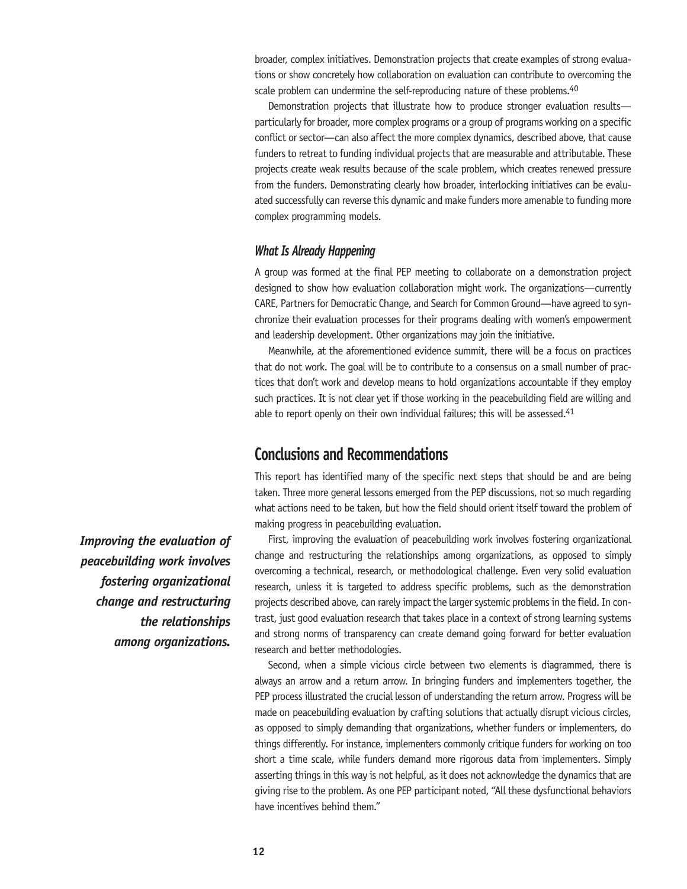broader, complex initiatives. Demonstration projects that create examples of strong evaluations or show concretely how collaboration on evaluation can contribute to overcoming the scale problem can undermine the self-reproducing nature of these problems.[40]

Demonstration projects that illustrate how to produce stronger evaluation results—particularly for broader, more complex programs or a group of programs working on a specific conflict or sector—can also affect the more complex dynamics, described above, that cause funders to retreat to funding individual projects that are measurable and attributable. These projects create weak results because of the scale problem, which creates renewed pressure from the funders. Demonstrating clearly how broader, interlocking initiatives can be evaluated successfully can reverse this dynamic and make funders more amenable to funding more complex programming models.

### *What Is Already Happening*

A group was formed at the final PEP meeting to collaborate on a demonstration project designed to show how evaluation collaboration might work. The organizations—currently CARE, Partners for Democratic Change, and Search for Common Ground—have agreed to synchronize their evaluation processes for their programs dealing with women's empowerment and leadership development. Other organizations may join the initiative.

Meanwhile, at the aforementioned evidence summit, there will be a focus on practices that do not work. The goal will be to contribute to a consensus on a small number of practices that don't work and develop means to hold organizations accountable if they employ such practices. It is not clear yet if those working in the peacebuilding field are willing and able to report openly on their own individual failures; this will be assessed.[41]

## Conclusions and Recommendations

This report has identified many of the specific next steps that should be and are being taken. Three more general lessons emerged from the PEP discussions, not so much regarding what actions need to be taken, but how the field should orient itself toward the problem of making progress in peacebuilding evaluation.

***Improving the evaluation of peacebuilding work involves fostering organizational change and restructuring the relationships among organizations.***

First, improving the evaluation of peacebuilding work involves fostering organizational change and restructuring the relationships among organizations, as opposed to simply overcoming a technical, research, or methodological challenge. Even very solid evaluation research, unless it is targeted to address specific problems, such as the demonstration projects described above, can rarely impact the larger systemic problems in the field. In contrast, just good evaluation research that takes place in a context of strong learning systems and strong norms of transparency can create demand going forward for better evaluation research and better methodologies.

Second, when a simple vicious circle between two elements is diagrammed, there is always an arrow and a return arrow. In bringing funders and implementers together, the PEP process illustrated the crucial lesson of understanding the return arrow. Progress will be made on peacebuilding evaluation by crafting solutions that actually disrupt vicious circles, as opposed to simply demanding that organizations, whether funders or implementers, do things differently. For instance, implementers commonly critique funders for working on too short a time scale, while funders demand more rigorous data from implementers. Simply asserting things in this way is not helpful, as it does not acknowledge the dynamics that are giving rise to the problem. As one PEP participant noted, "All these dysfunctional behaviors have incentives behind them."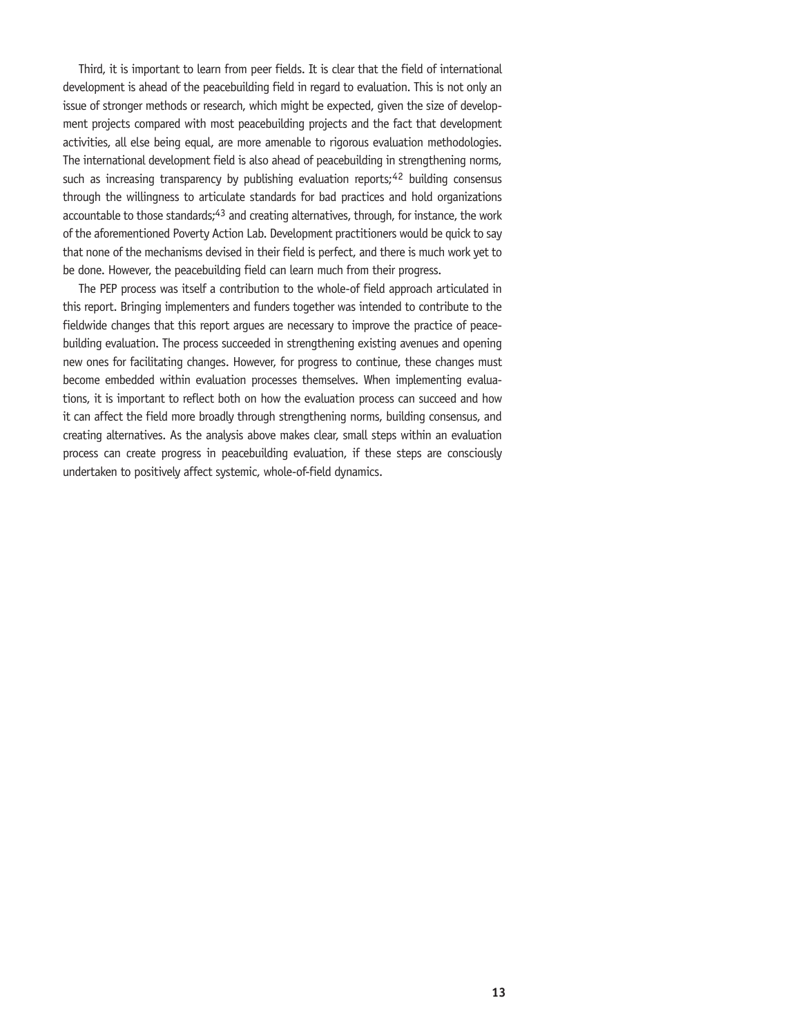Third, it is important to learn from peer fields. It is clear that the field of international development is ahead of the peacebuilding field in regard to evaluation. This is not only an issue of stronger methods or research, which might be expected, given the size of development projects compared with most peacebuilding projects and the fact that development activities, all else being equal, are more amenable to rigorous evaluation methodologies. The international development field is also ahead of peacebuilding in strengthening norms, such as increasing transparency by publishing evaluation reports;[42] building consensus through the willingness to articulate standards for bad practices and hold organizations accountable to those standards;[43] and creating alternatives, through, for instance, the work of the aforementioned Poverty Action Lab. Development practitioners would be quick to say that none of the mechanisms devised in their field is perfect, and there is much work yet to be done. However, the peacebuilding field can learn much from their progress.

The PEP process was itself a contribution to the whole-of field approach articulated in this report. Bringing implementers and funders together was intended to contribute to the fieldwide changes that this report argues are necessary to improve the practice of peacebuilding evaluation. The process succeeded in strengthening existing avenues and opening new ones for facilitating changes. However, for progress to continue, these changes must become embedded within evaluation processes themselves. When implementing evaluations, it is important to reflect both on how the evaluation process can succeed and how it can affect the field more broadly through strengthening norms, building consensus, and creating alternatives. As the analysis above makes clear, small steps within an evaluation process can create progress in peacebuilding evaluation, if these steps are consciously undertaken to positively affect systemic, whole-of-field dynamics.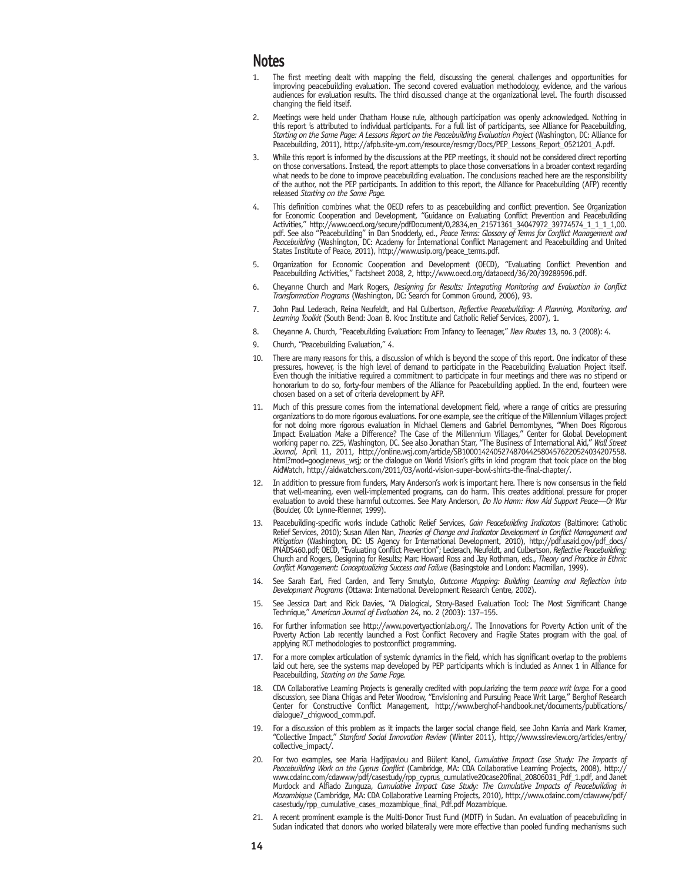## Notes

1. The first meeting dealt with mapping the field, discussing the general challenges and opportunities for improving peacebuilding evaluation. The second covered evaluation methodology, evidence, and the various audiences for evaluation results. The third discussed change at the organizational level. The fourth discussed changing the field itself.

2. Meetings were held under Chatham House rule, although participation was openly acknowledged. Nothing in this report is attributed to individual participants. For a full list of participants, see Alliance for Peacebuilding, *Starting on the Same Page: A Lessons Report on the Peacebuilding Evaluation Project* (Washington, DC: Alliance for Peacebuilding, 2011), http://afpb.site-ym.com/resource/resmgr/Docs/PEP_Lessons_Report_0521201_A.pdf.

3. While this report is informed by the discussions at the PEP meetings, it should not be considered direct reporting on those conversations. Instead, the report attempts to place those conversations in a broader context regarding what needs to be done to improve peacebuilding evaluation. The conclusions reached here are the responsibility of the author, not the PEP participants. In addition to this report, the Alliance for Peacebuilding (AFP) recently released *Starting on the Same Page.*

4. This definition combines what the OECD refers to as peacebuilding and conflict prevention. See Organization for Economic Cooperation and Development, "Guidance on Evaluating Conflict Prevention and Peacebuilding Activities," http://www.oecd.org/secure/pdfDocument/0,2834,en_21571361_34047972_39774574_1_1_1_1,00.pdf. See also "Peacebuilding" in Dan Snodderly, ed., *Peace Terms: Glossary of Terms for Conflict Management and Peacebuilding* (Washington, DC: Academy for International Conflict Management and Peacebuilding and United States Institute of Peace, 2011), http://www.usip.org/peace_terms.pdf.

5. Organization for Economic Cooperation and Development (OECD), "Evaluating Conflict Prevention and Peacebuilding Activities," Factsheet 2008, 2, http://www.oecd.org/dataoecd/36/20/39289596.pdf.

6. Cheyanne Church and Mark Rogers, *Designing for Results: Integrating Monitoring and Evaluation in Conflict Transformation Programs* (Washington, DC: Search for Common Ground, 2006), 93.

7. John Paul Lederach, Reina Neufeldt, and Hal Culbertson, *Reflective Peacebuilding: A Planning, Monitoring, and Learning Toolkit* (South Bend: Joan B. Kroc Institute and Catholic Relief Services, 2007), 1.

8. Cheyanne A. Church, "Peacebuilding Evaluation: From Infancy to Teenager," *New Routes* 13, no. 3 (2008): 4.

9. Church, "Peacebuilding Evaluation," 4.

10. There are many reasons for this, a discussion of which is beyond the scope of this report. One indicator of these pressures, however, is the high level of demand to participate in the Peacebuilding Evaluation Project itself. Even though the initiative required a commitment to participate in four meetings and there was no stipend or honorarium to do so, forty-four members of the Alliance for Peacebuilding applied. In the end, fourteen were chosen based on a set of criteria development by AFP.

11. Much of this pressure comes from the international development field, where a range of critics are pressuring organizations to do more rigorous evaluations. For one example, see the critique of the Millennium Villages project for not doing more rigorous evaluation in Michael Clemens and Gabriel Demombynes, "When Does Rigorous Impact Evaluation Make a Difference? The Case of the Millennium Villages," Center for Global Development working paper no. 225, Washington, DC. See also Jonathan Starr, "The Business of International Aid," *Wall Street Journal,* April 11, 2011, http://online.wsj.com/article/SB10001424052748704425804576220524034207558.html?mod=googlenews_wsj; or the dialogue on World Vision's gifts in kind program that took place on the blog AidWatch, http://aidwatchers.com/2011/03/world-vision-super-bowl-shirts-the-final-chapter/.

12. In addition to pressure from funders, Mary Anderson's work is important here. There is now consensus in the field that well-meaning, even well-implemented programs, can do harm. This creates additional pressure for proper evaluation to avoid these harmful outcomes. See Mary Anderson, *Do No Harm: How Aid Support Peace—Or War* (Boulder, CO: Lynne-Rienner, 1999).

13. Peacebuilding-specific works include Catholic Relief Services, *Gain Peacebuilding Indicators* (Baltimore: Catholic Relief Services, 2010); Susan Allen Nan, *Theories of Change and Indicator Development in Conflict Management and Mitigation* (Washington, DC: US Agency for International Development, 2010), http://pdf.usaid.gov/pdf_docs/PNADS460.pdf; OECD, "Evaluating Conflict Prevention"; Lederach, Neufeldt, and Culbertson, *Reflective Peacebuilding;* Church and Rogers, Designing for Results; Marc Howard Ross and Jay Rothman, eds., *Theory and Practice in Ethnic Conflict Management: Conceptualizing Success and Failure* (Basingstoke and London: Macmillan, 1999).

14. See Sarah Earl, Fred Carden, and Terry Smutylo, *Outcome Mapping: Building Learning and Reflection into Development Programs* (Ottawa: International Development Research Centre, 2002).

15. See Jessica Dart and Rick Davies, "A Dialogical, Story-Based Evaluation Tool: The Most Significant Change Technique," *American Journal of Evaluation* 24, no. 2 (2003): 137–155.

16. For further information see http://www.povertyactionlab.org/. The Innovations for Poverty Action unit of the Poverty Action Lab recently launched a Post Conflict Recovery and Fragile States program with the goal of applying RCT methodologies to postconflict programming.

17. For a more complex articulation of systemic dynamics in the field, which has significant overlap to the problems laid out here, see the systems map developed by PEP participants which is included as Annex 1 in Alliance for Peacebuilding, *Starting on the Same Page.*

18. CDA Collaborative Learning Projects is generally credited with popularizing the term *peace writ large.* For a good discussion, see Diana Chigas and Peter Woodrow, "Envisioning and Pursuing Peace Writ Large," Berghof Research Center for Constructive Conflict Management, http://www.berghof-handbook.net/documents/publications/dialogue7_chigwood_comm.pdf.

19. For a discussion of this problem as it impacts the larger social change field, see John Kania and Mark Kramer, "Collective Impact," *Stanford Social Innovation Review* (Winter 2011), http://www.ssireview.org/articles/entry/collective_impact/.

20. For two examples, see Maria Hadjipavlou and Bülent Kanol, *Cumulative Impact Case Study: The Impacts of Peacebuilding Work on the Cyprus Conflict* (Cambridge, MA: CDA Collaborative Learning Projects, 2008), http://www.cdainc.com/cdawww/pdf/casestudy/rpp_cyprus_cumulative20case20final_20806031_Pdf_1.pdf, and Janet Murdock and Alfiado Zunguza, *Cumulative Impact Case Study: The Cumulative Impacts of Peacebuilding in Mozambique* (Cambridge, MA: CDA Collaborative Learning Projects, 2010), http://www.cdainc.com/cdawww/pdf/casestudy/rpp_cumulative_cases_mozambique_final_Pdf.pdf Mozambique.

21. A recent prominent example is the Multi-Donor Trust Fund (MDTF) in Sudan. An evaluation of peacebuilding in Sudan indicated that donors who worked bilaterally were more effective than pooled funding mechanisms such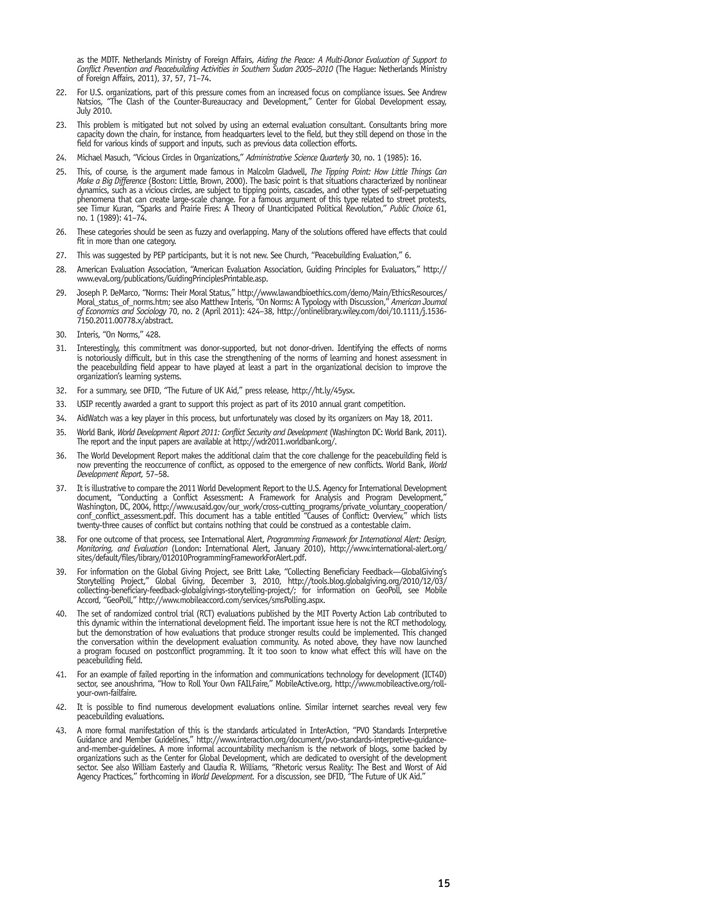as the MDTF. Netherlands Ministry of Foreign Affairs, *Aiding the Peace: A Multi-Donor Evaluation of Support to Conflict Prevention and Peacebuilding Activities in Southern Sudan 2005–2010* (The Hague: Netherlands Ministry of Foreign Affairs, 2011), 37, 57, 71–74.

22. For U.S. organizations, part of this pressure comes from an increased focus on compliance issues. See Andrew Natsios, "The Clash of the Counter-Bureaucracy and Development," Center for Global Development essay, July 2010.

23. This problem is mitigated but not solved by using an external evaluation consultant. Consultants bring more capacity down the chain, for instance, from headquarters level to the field, but they still depend on those in the field for various kinds of support and inputs, such as previous data collection efforts.

24. Michael Masuch, "Vicious Circles in Organizations," *Administrative Science Quarterly* 30, no. 1 (1985): 16.

25. This, of course, is the argument made famous in Malcolm Gladwell, *The Tipping Point: How Little Things Can Make a Big Difference* (Boston: Little, Brown, 2000). The basic point is that situations characterized by nonlinear dynamics, such as a vicious circles, are subject to tipping points, cascades, and other types of self-perpetuating phenomena that can create large-scale change. For a famous argument of this type related to street protests, see Timur Kuran, "Sparks and Prairie Fires: A Theory of Unanticipated Political Revolution," *Public Choice* 61, no. 1 (1989): 41–74.

26. These categories should be seen as fuzzy and overlapping. Many of the solutions offered have effects that could fit in more than one category.

27. This was suggested by PEP participants, but it is not new. See Church, "Peacebuilding Evaluation," 6.

28. American Evaluation Association, "American Evaluation Association, Guiding Principles for Evaluators," http://www.eval.org/publications/GuidingPrinciplesPrintable.asp.

29. Joseph P. DeMarco, "Norms: Their Moral Status," http://www.lawandbioethics.com/demo/Main/EthicsResources/Moral_status_of_norms.htm; see also Matthew Interis, "On Norms: A Typology with Discussion," *American Journal of Economics and Sociology* 70, no. 2 (April 2011): 424–38, http://onlinelibrary.wiley.com/doi/10.1111/j.1536-7150.2011.00778.x/abstract.

30. Interis, "On Norms," 428.

31. Interestingly, this commitment was donor-supported, but not donor-driven. Identifying the effects of norms is notoriously difficult, but in this case the strengthening of the norms of learning and honest assessment in the peacebuilding field appear to have played at least a part in the organizational decision to improve the organization's learning systems.

32. For a summary, see DFID, "The Future of UK Aid," press release, http://ht.ly/45ysx.

33. USIP recently awarded a grant to support this project as part of its 2010 annual grant competition.

34. AidWatch was a key player in this process, but unfortunately was closed by its organizers on May 18, 2011.

35. World Bank, *World Development Report 2011: Conflict Security and Development* (Washington DC: World Bank, 2011). The report and the input papers are available at http://wdr2011.worldbank.org/.

36. The World Development Report makes the additional claim that the core challenge for the peacebuilding field is now preventing the reoccurrence of conflict, as opposed to the emergence of new conflicts. World Bank, *World Development Report,* 57–58.

37. It is illustrative to compare the 2011 World Development Report to the U.S. Agency for International Development document, "Conducting a Conflict Assessment: A Framework for Analysis and Program Development," Washington, DC, 2004, http://www.usaid.gov/our_work/cross-cutting_programs/private_voluntary_cooperation/conf_conflict_assessment.pdf. This document has a table entitled "Causes of Conflict: Overview," which lists twenty-three causes of conflict but contains nothing that could be construed as a contestable claim.

38. For one outcome of that process, see International Alert, *Programming Framework for International Alert: Design, Monitoring, and Evaluation* (London: International Alert, January 2010), http://www.international-alert.org/sites/default/files/library/012010ProgrammingFrameworkForAlert.pdf.

39. For information on the Global Giving Project, see Britt Lake, "Collecting Beneficiary Feedback—GlobalGiving's Storytelling Project," Global Giving, December 3, 2010, http://tools.blog.globalgiving.org/2010/12/03/collecting-beneficiary-feedback-globalgivings-storytelling-project/; for information on GeoPoll, see Mobile Accord, "GeoPoll," http://www.mobileaccord.com/services/smsPolling.aspx.

40. The set of randomized control trial (RCT) evaluations published by the MIT Poverty Action Lab contributed to this dynamic within the international development field. The important issue here is not the RCT methodology, but the demonstration of how evaluations that produce stronger results could be implemented. This changed the conversation within the development evaluation community. As noted above, they have now launched a program focused on postconflict programming. It it too soon to know what effect this will have on the peacebuilding field.

41. For an example of failed reporting in the information and communications technology for development (ICT4D) sector, see anoushrima, "How to Roll Your Own FAILFaire," MobileActive.org, http://www.mobileactive.org/roll-your-own-failfaire.

42. It is possible to find numerous development evaluations online. Similar internet searches reveal very few peacebuilding evaluations.

43. A more formal manifestation of this is the standards articulated in InterAction, "PVO Standards Interpretive Guidance and Member Guidelines," http://www.interaction.org/document/pvo-standards-interpretive-guidance-and-member-guidelines. A more informal accountability mechanism is the network of blogs, some backed by organizations such as the Center for Global Development, which are dedicated to oversight of the development sector. See also William Easterly and Claudia R. Williams, "Rhetoric versus Reality: The Best and Worst of Aid Agency Practices," forthcoming in *World Development.* For a discussion, see DFID, "The Future of UK Aid."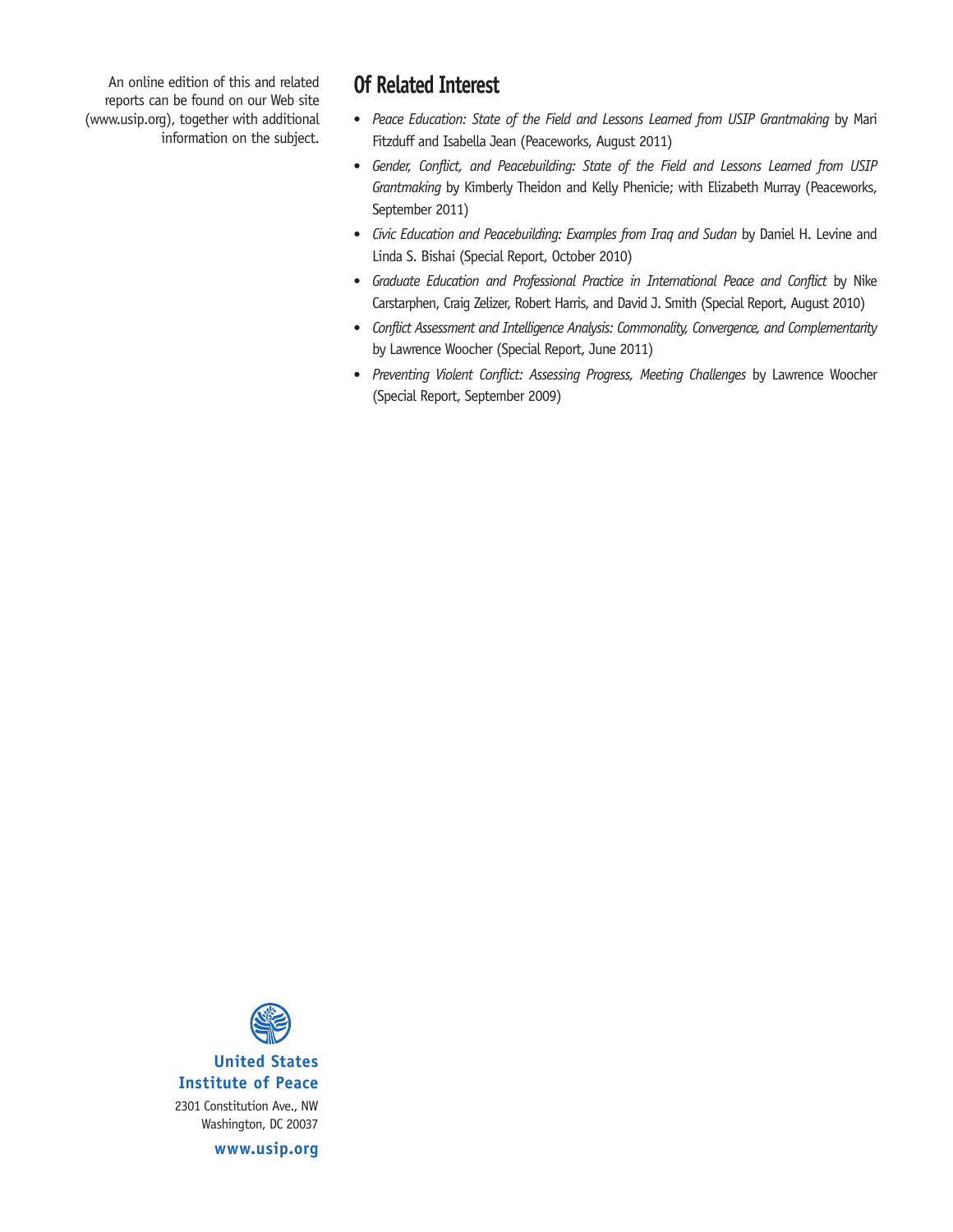An online edition of this and related reports can be found on our Web site (www.usip.org), together with additional information on the subject.

## Of Related Interest

- *Peace Education: State of the Field and Lessons Learned from USIP Grantmaking* by Mari Fitzduff and Isabella Jean (Peaceworks, August 2011)
- *Gender, Conflict, and Peacebuilding: State of the Field and Lessons Learned from USIP Grantmaking* by Kimberly Theidon and Kelly Phenicie; with Elizabeth Murray (Peaceworks, September 2011)
- *Civic Education and Peacebuilding: Examples from Iraq and Sudan* by Daniel H. Levine and Linda S. Bishai (Special Report, October 2010)
- *Graduate Education and Professional Practice in International Peace and Conflict* by Nike Carstarphen, Craig Zelizer, Robert Harris, and David J. Smith (Special Report, August 2010)
- *Conflict Assessment and Intelligence Analysis: Commonality, Convergence, and Complementarity* by Lawrence Woocher (Special Report, June 2011)
- *Preventing Violent Conflict: Assessing Progress, Meeting Challenges* by Lawrence Woocher (Special Report, September 2009)

**United States Institute of Peace**

2301 Constitution Ave., NW
Washington, DC 20037

**www.usip.org**